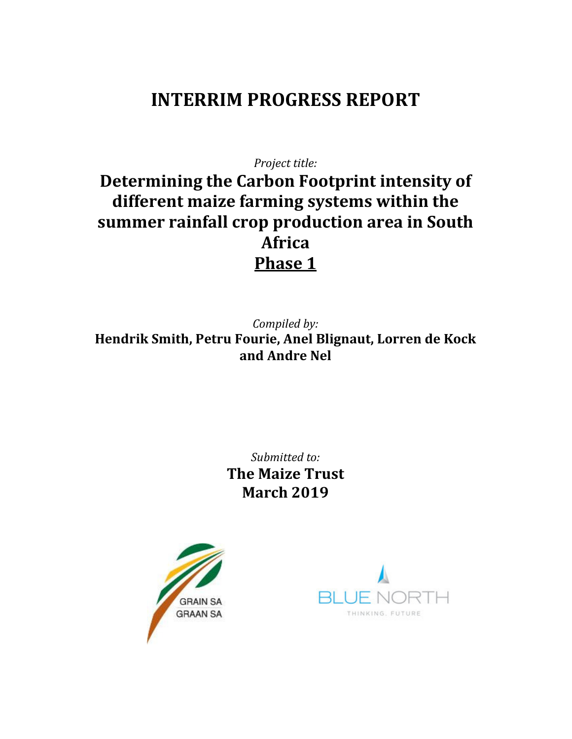# INTERRIM PROGRESS REPORT

*Project title:*

## Determining the Carbon Footprint intensity of different maize farming systems within the summer rainfall crop production area in South Africa

## Phase 1

*Compiled by:*

**Hendrik Smith, Petru Fourie, Anel Blignaut, Lorren de Kock and Andre Nel**

*Submitted to:*

**The Maize Trust**

**March 2019**

GRAIN SA
GRAAN SA

BLUE NORTH
THINKING. FUTURE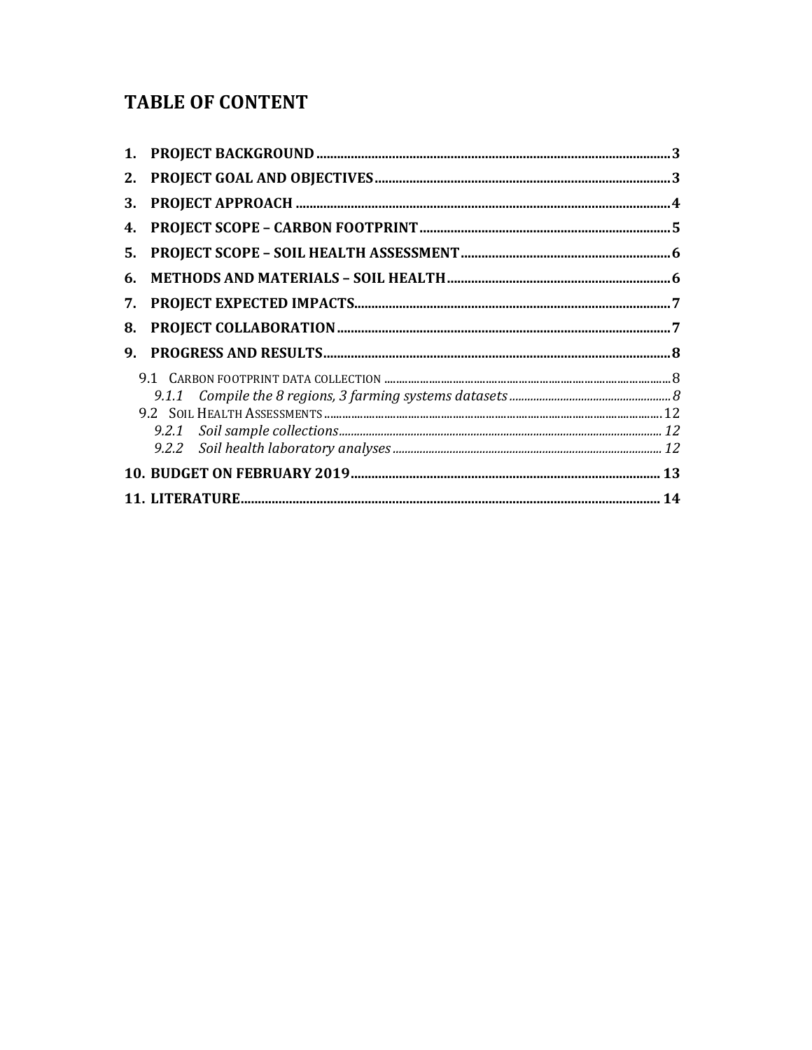# TABLE OF CONTENT

1. **PROJECT BACKGROUND** .......... 3
2. **PROJECT GOAL AND OBJECTIVES** .......... 3
3. **PROJECT APPROACH** .......... 4
4. **PROJECT SCOPE – CARBON FOOTPRINT** .......... 5
5. **PROJECT SCOPE – SOIL HEALTH ASSESSMENT** .......... 6
6. **METHODS AND MATERIALS – SOIL HEALTH** .......... 6
7. **PROJECT EXPECTED IMPACTS** .......... 7
8. **PROJECT COLLABORATION** .......... 7
9. **PROGRESS AND RESULTS** .......... 8
   - 9.1 CARBON FOOTPRINT DATA COLLECTION .......... 8
     - *9.1.1 Compile the 8 regions, 3 farming systems datasets* .......... 8
   - 9.2 SOIL HEALTH ASSESSMENTS .......... 12
     - *9.2.1 Soil sample collections* .......... 12
     - *9.2.2 Soil health laboratory analyses* .......... 12
10. **BUDGET ON FEBRUARY 2019** .......... 13
11. **LITERATURE** .......... 14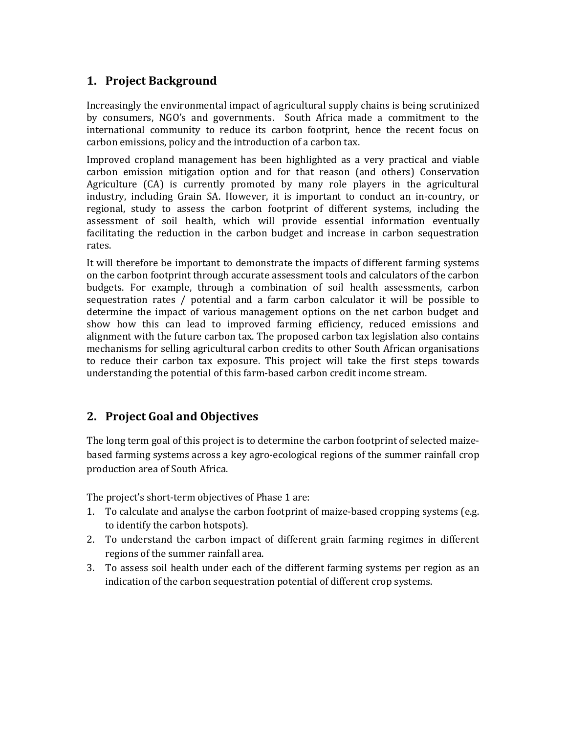## 1. Project Background

Increasingly the environmental impact of agricultural supply chains is being scrutinized by consumers, NGO's and governments. South Africa made a commitment to the international community to reduce its carbon footprint, hence the recent focus on carbon emissions, policy and the introduction of a carbon tax.

Improved cropland management has been highlighted as a very practical and viable carbon emission mitigation option and for that reason (and others) Conservation Agriculture (CA) is currently promoted by many role players in the agricultural industry, including Grain SA. However, it is important to conduct an in-country, or regional, study to assess the carbon footprint of different systems, including the assessment of soil health, which will provide essential information eventually facilitating the reduction in the carbon budget and increase in carbon sequestration rates.

It will therefore be important to demonstrate the impacts of different farming systems on the carbon footprint through accurate assessment tools and calculators of the carbon budgets. For example, through a combination of soil health assessments, carbon sequestration rates / potential and a farm carbon calculator it will be possible to determine the impact of various management options on the net carbon budget and show how this can lead to improved farming efficiency, reduced emissions and alignment with the future carbon tax. The proposed carbon tax legislation also contains mechanisms for selling agricultural carbon credits to other South African organisations to reduce their carbon tax exposure. This project will take the first steps towards understanding the potential of this farm-based carbon credit income stream.

## 2. Project Goal and Objectives

The long term goal of this project is to determine the carbon footprint of selected maize-based farming systems across a key agro-ecological regions of the summer rainfall crop production area of South Africa.

The project's short-term objectives of Phase 1 are:

1. To calculate and analyse the carbon footprint of maize-based cropping systems (e.g. to identify the carbon hotspots).
2. To understand the carbon impact of different grain farming regimes in different regions of the summer rainfall area.
3. To assess soil health under each of the different farming systems per region as an indication of the carbon sequestration potential of different crop systems.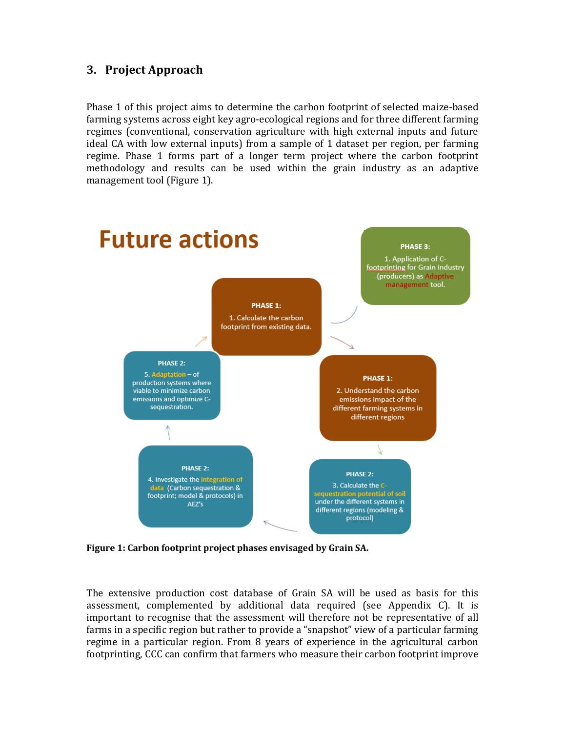## 3. Project Approach

Phase 1 of this project aims to determine the carbon footprint of selected maize-based farming systems across eight key agro-ecological regions and for three different farming regimes (conventional, conservation agriculture with high external inputs and future ideal CA with low external inputs) from a sample of 1 dataset per region, per farming regime. Phase 1 forms part of a longer term project where the carbon footprint methodology and results can be used within the grain industry as an adaptive management tool (Figure 1).

Future actions

PHASE 1:
1. Calculate the carbon footprint from existing data.

PHASE 1:
2. Understand the carbon emissions impact of the different farming systems in different regions

PHASE 2:
3. Calculate the C-sequestration potential of soil under the different systems in different regions (modeling & protocol)

PHASE 2:
4. Investigate the integration of data (Carbon sequestration & footprint; model & protocols) in AEZ's

PHASE 2:
5. Adaptation – of production systems where viable to minimize carbon emissions and optimize C-sequestration.

PHASE 3:
1. Application of C-footprinting for Grain industry (producers) as Adaptive management tool.

**Figure 1: Carbon footprint project phases envisaged by Grain SA.**

The extensive production cost database of Grain SA will be used as basis for this assessment, complemented by additional data required (see Appendix C). It is important to recognise that the assessment will therefore not be representative of all farms in a specific region but rather to provide a "snapshot" view of a particular farming regime in a particular region. From 8 years of experience in the agricultural carbon footprinting, CCC can confirm that farmers who measure their carbon footprint improve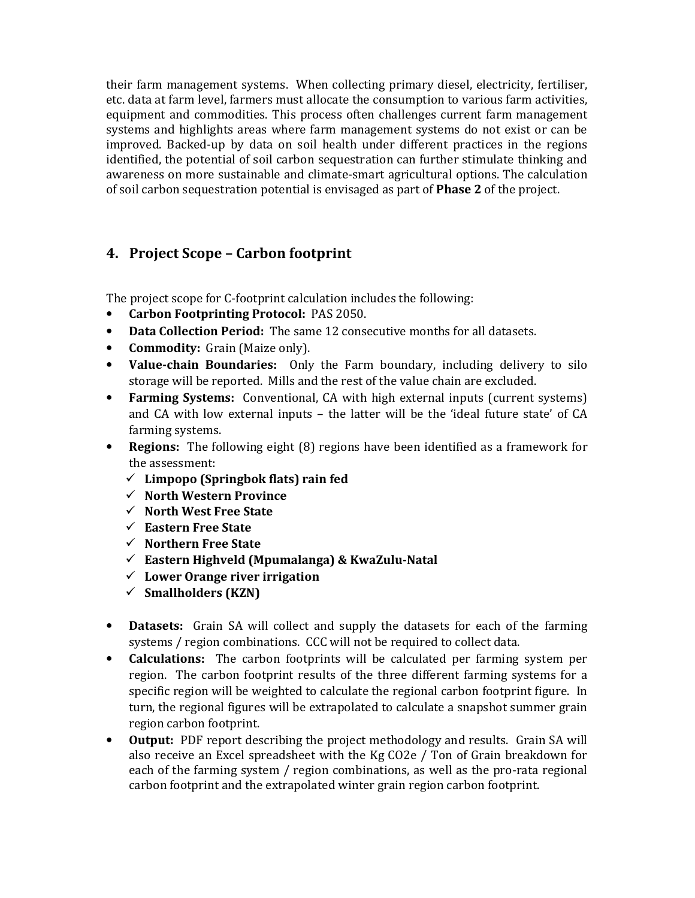their farm management systems. When collecting primary diesel, electricity, fertiliser, etc. data at farm level, farmers must allocate the consumption to various farm activities, equipment and commodities. This process often challenges current farm management systems and highlights areas where farm management systems do not exist or can be improved. Backed-up by data on soil health under different practices in the regions identified, the potential of soil carbon sequestration can further stimulate thinking and awareness on more sustainable and climate-smart agricultural options. The calculation of soil carbon sequestration potential is envisaged as part of **Phase 2** of the project.

## 4. Project Scope – Carbon footprint

The project scope for C-footprint calculation includes the following:

- **Carbon Footprinting Protocol:** PAS 2050.
- **Data Collection Period:** The same 12 consecutive months for all datasets.
- **Commodity:** Grain (Maize only).
- **Value-chain Boundaries:** Only the Farm boundary, including delivery to silo storage will be reported. Mills and the rest of the value chain are excluded.
- **Farming Systems:** Conventional, CA with high external inputs (current systems) and CA with low external inputs – the latter will be the 'ideal future state' of CA farming systems.
- **Regions:** The following eight (8) regions have been identified as a framework for the assessment:
  - ✓ **Limpopo (Springbok flats) rain fed**
  - ✓ **North Western Province**
  - ✓ **North West Free State**
  - ✓ **Eastern Free State**
  - ✓ **Northern Free State**
  - ✓ **Eastern Highveld (Mpumalanga) & KwaZulu-Natal**
  - ✓ **Lower Orange river irrigation**
  - ✓ **Smallholders (KZN)**

- **Datasets:** Grain SA will collect and supply the datasets for each of the farming systems / region combinations. CCC will not be required to collect data.
- **Calculations:** The carbon footprints will be calculated per farming system per region. The carbon footprint results of the three different farming systems for a specific region will be weighted to calculate the regional carbon footprint figure. In turn, the regional figures will be extrapolated to calculate a snapshot summer grain region carbon footprint.
- **Output:** PDF report describing the project methodology and results. Grain SA will also receive an Excel spreadsheet with the Kg $CO_2e$ / Ton of Grain breakdown for each of the farming system / region combinations, as well as the pro-rata regional carbon footprint and the extrapolated winter grain region carbon footprint.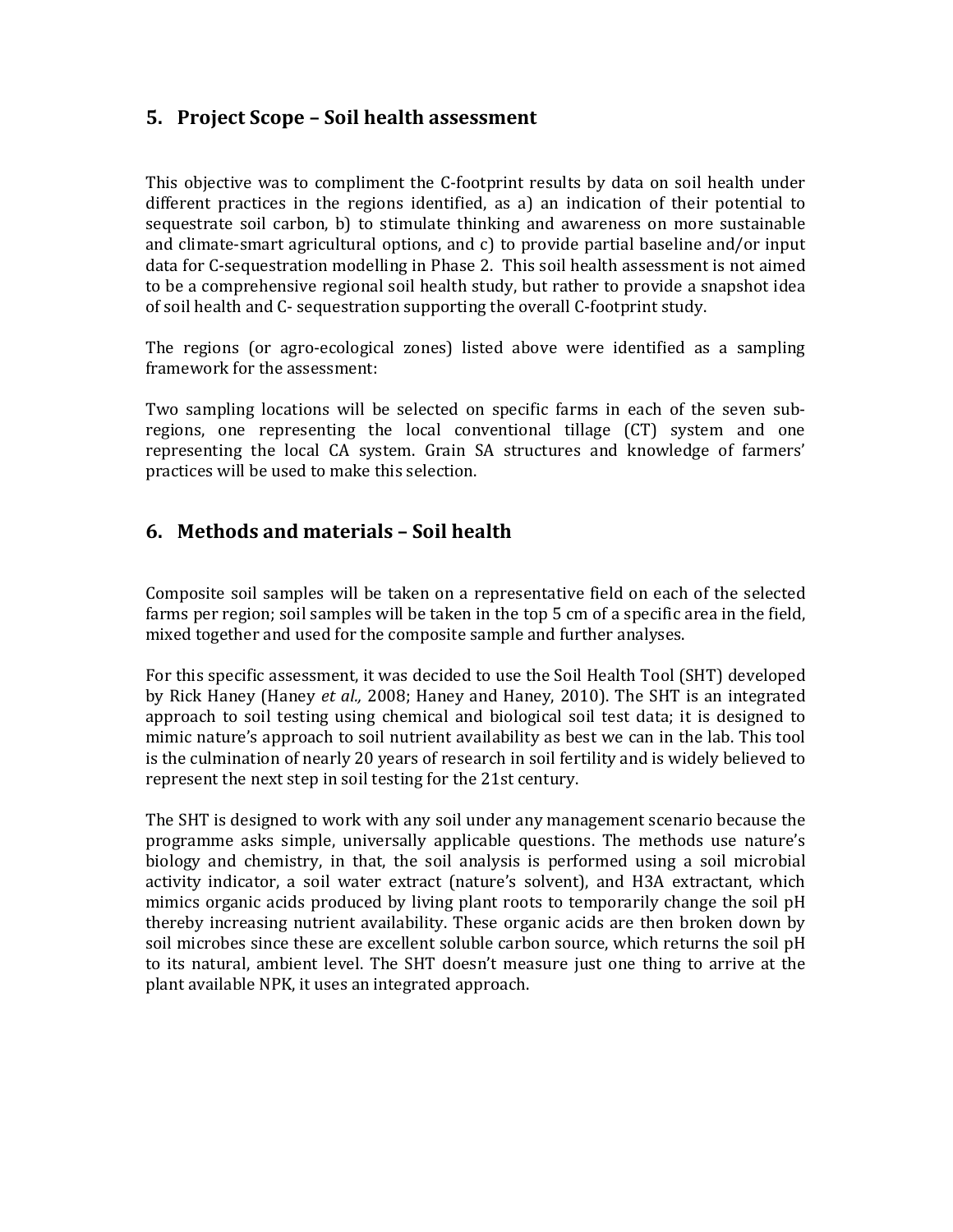## 5. Project Scope – Soil health assessment

This objective was to compliment the C-footprint results by data on soil health under different practices in the regions identified, as a) an indication of their potential to sequestrate soil carbon, b) to stimulate thinking and awareness on more sustainable and climate-smart agricultural options, and c) to provide partial baseline and/or input data for C-sequestration modelling in Phase 2. This soil health assessment is not aimed to be a comprehensive regional soil health study, but rather to provide a snapshot idea of soil health and C- sequestration supporting the overall C-footprint study.

The regions (or agro-ecological zones) listed above were identified as a sampling framework for the assessment:

Two sampling locations will be selected on specific farms in each of the seven sub-regions, one representing the local conventional tillage (CT) system and one representing the local CA system. Grain SA structures and knowledge of farmers' practices will be used to make this selection.

## 6. Methods and materials – Soil health

Composite soil samples will be taken on a representative field on each of the selected farms per region; soil samples will be taken in the top 5 cm of a specific area in the field, mixed together and used for the composite sample and further analyses.

For this specific assessment, it was decided to use the Soil Health Tool (SHT) developed by Rick Haney (Haney *et al.,* 2008; Haney and Haney, 2010). The SHT is an integrated approach to soil testing using chemical and biological soil test data; it is designed to mimic nature's approach to soil nutrient availability as best we can in the lab. This tool is the culmination of nearly 20 years of research in soil fertility and is widely believed to represent the next step in soil testing for the 21st century.

The SHT is designed to work with any soil under any management scenario because the programme asks simple, universally applicable questions. The methods use nature's biology and chemistry, in that, the soil analysis is performed using a soil microbial activity indicator, a soil water extract (nature's solvent), and H3A extractant, which mimics organic acids produced by living plant roots to temporarily change the soil pH thereby increasing nutrient availability. These organic acids are then broken down by soil microbes since these are excellent soluble carbon source, which returns the soil pH to its natural, ambient level. The SHT doesn't measure just one thing to arrive at the plant available NPK, it uses an integrated approach.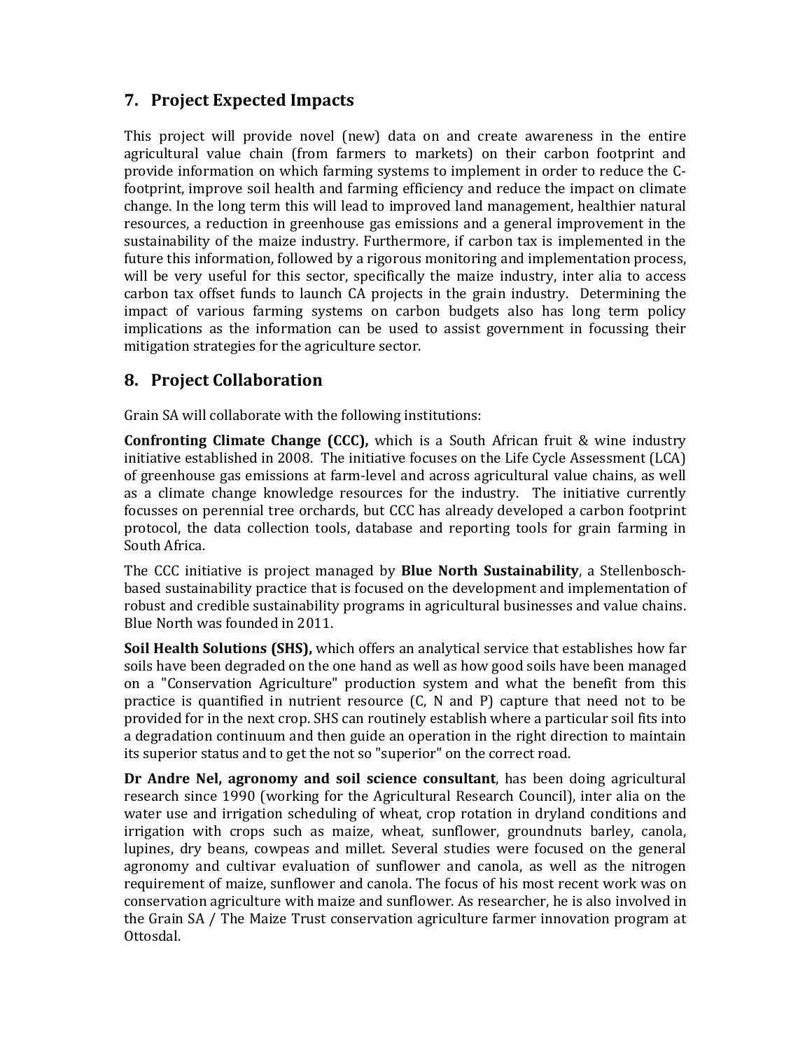## 7. Project Expected Impacts

This project will provide novel (new) data on and create awareness in the entire agricultural value chain (from farmers to markets) on their carbon footprint and provide information on which farming systems to implement in order to reduce the C-footprint, improve soil health and farming efficiency and reduce the impact on climate change. In the long term this will lead to improved land management, healthier natural resources, a reduction in greenhouse gas emissions and a general improvement in the sustainability of the maize industry. Furthermore, if carbon tax is implemented in the future this information, followed by a rigorous monitoring and implementation process, will be very useful for this sector, specifically the maize industry, inter alia to access carbon tax offset funds to launch CA projects in the grain industry. Determining the impact of various farming systems on carbon budgets also has long term policy implications as the information can be used to assist government in focussing their mitigation strategies for the agriculture sector.

## 8. Project Collaboration

Grain SA will collaborate with the following institutions:

**Confronting Climate Change (CCC),** which is a South African fruit & wine industry initiative established in 2008. The initiative focuses on the Life Cycle Assessment (LCA) of greenhouse gas emissions at farm-level and across agricultural value chains, as well as a climate change knowledge resources for the industry. The initiative currently focusses on perennial tree orchards, but CCC has already developed a carbon footprint protocol, the data collection tools, database and reporting tools for grain farming in South Africa.

The CCC initiative is project managed by **Blue North Sustainability**, a Stellenbosch-based sustainability practice that is focused on the development and implementation of robust and credible sustainability programs in agricultural businesses and value chains. Blue North was founded in 2011.

**Soil Health Solutions (SHS),** which offers an analytical service that establishes how far soils have been degraded on the one hand as well as how good soils have been managed on a "Conservation Agriculture" production system and what the benefit from this practice is quantified in nutrient resource (C, N and P) capture that need not to be provided for in the next crop. SHS can routinely establish where a particular soil fits into a degradation continuum and then guide an operation in the right direction to maintain its superior status and to get the not so "superior" on the correct road.

**Dr Andre Nel, agronomy and soil science consultant**, has been doing agricultural research since 1990 (working for the Agricultural Research Council), inter alia on the water use and irrigation scheduling of wheat, crop rotation in dryland conditions and irrigation with crops such as maize, wheat, sunflower, groundnuts barley, canola, lupines, dry beans, cowpeas and millet. Several studies were focused on the general agronomy and cultivar evaluation of sunflower and canola, as well as the nitrogen requirement of maize, sunflower and canola. The focus of his most recent work was on conservation agriculture with maize and sunflower. As researcher, he is also involved in the Grain SA / The Maize Trust conservation agriculture farmer innovation program at Ottosdal.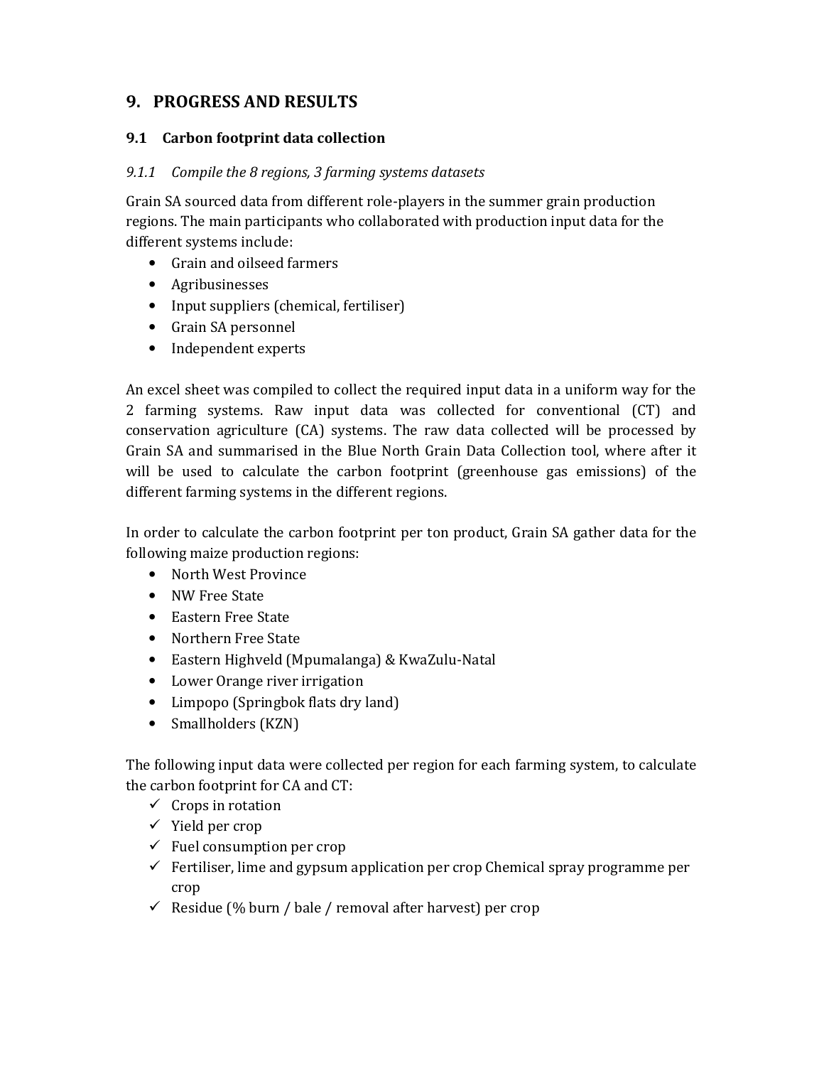# 9. PROGRESS AND RESULTS

## 9.1 Carbon footprint data collection

### *9.1.1 Compile the 8 regions, 3 farming systems datasets*

Grain SA sourced data from different role-players in the summer grain production regions. The main participants who collaborated with production input data for the different systems include:

- Grain and oilseed farmers
- Agribusinesses
- Input suppliers (chemical, fertiliser)
- Grain SA personnel
- Independent experts

An excel sheet was compiled to collect the required input data in a uniform way for the 2 farming systems. Raw input data was collected for conventional (CT) and conservation agriculture (CA) systems. The raw data collected will be processed by Grain SA and summarised in the Blue North Grain Data Collection tool, where after it will be used to calculate the carbon footprint (greenhouse gas emissions) of the different farming systems in the different regions.

In order to calculate the carbon footprint per ton product, Grain SA gather data for the following maize production regions:

- North West Province
- NW Free State
- Eastern Free State
- Northern Free State
- Eastern Highveld (Mpumalanga) & KwaZulu-Natal
- Lower Orange river irrigation
- Limpopo (Springbok flats dry land)
- Smallholders (KZN)

The following input data were collected per region for each farming system, to calculate the carbon footprint for CA and CT:

- ✓ Crops in rotation
- ✓ Yield per crop
- ✓ Fuel consumption per crop
- ✓ Fertiliser, lime and gypsum application per crop Chemical spray programme per crop
- ✓ Residue (% burn / bale / removal after harvest) per crop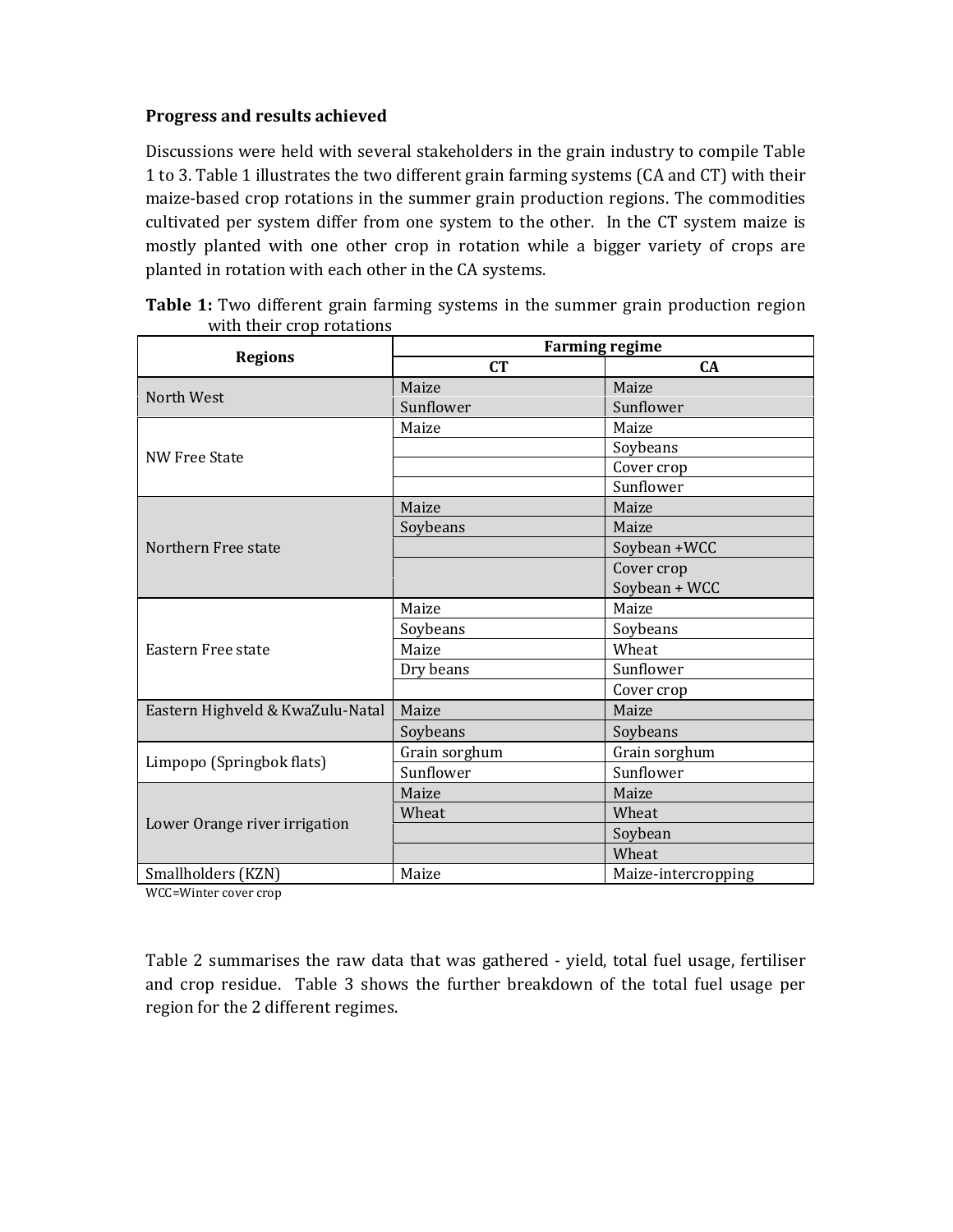**Progress and results achieved**

Discussions were held with several stakeholders in the grain industry to compile Table 1 to 3. Table 1 illustrates the two different grain farming systems (CA and CT) with their maize-based crop rotations in the summer grain production regions. The commodities cultivated per system differ from one system to the other. In the CT system maize is mostly planted with one other crop in rotation while a bigger variety of crops are planted in rotation with each other in the CA systems.

**Table 1:** Two different grain farming systems in the summer grain production region with their crop rotations

| Regions | Farming regime | |
|---|---|---|
| | **CT** | **CA** |
| North West | Maize | Maize |
| | Sunflower | Sunflower |
| NW Free State | Maize | Maize |
| | | Soybeans |
| | | Cover crop |
| | | Sunflower |
| Northern Free state | Maize | Maize |
| | Soybeans | Maize |
| | | Soybean +WCC |
| | | Cover crop<br>Soybean + WCC |
| Eastern Free state | Maize | Maize |
| | Soybeans | Soybeans |
| | Maize | Wheat |
| | Dry beans | Sunflower |
| | | Cover crop |
| Eastern Highveld & KwaZulu-Natal | Maize | Maize |
| | Soybeans | Soybeans |
| Limpopo (Springbok flats) | Grain sorghum | Grain sorghum |
| | Sunflower | Sunflower |
| Lower Orange river irrigation | Maize | Maize |
| | Wheat | Wheat |
| | | Soybean |
| | | Wheat |
| Smallholders (KZN) | Maize | Maize-intercropping |

WCC=Winter cover crop

Table 2 summarises the raw data that was gathered - yield, total fuel usage, fertiliser and crop residue. Table 3 shows the further breakdown of the total fuel usage per region for the 2 different regimes.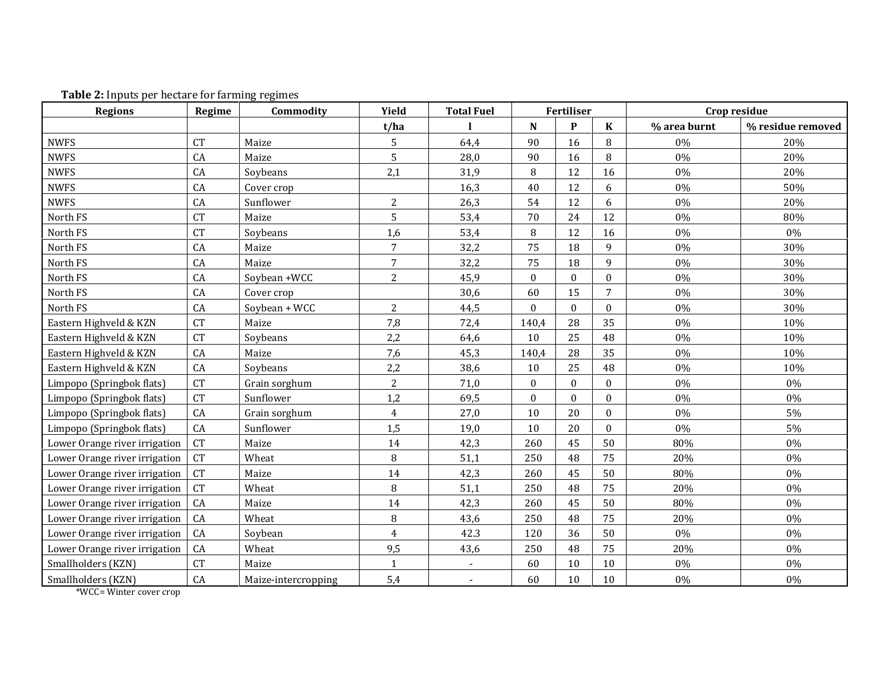**Table 2:** Inputs per hectare for farming regimes

| Regions | Regime | Commodity | Yield | Total Fuel | Fertiliser | | | Crop residue | |
|---|---|---|---|---|---|---|---|---|---|
| | | | t/ha | l | N | P | K | % area burnt | % residue removed |
| NWFS | CT | Maize | 5 | 64,4 | 90 | 16 | 8 | 0% | 20% |
| NWFS | CA | Maize | 5 | 28,0 | 90 | 16 | 8 | 0% | 20% |
| NWFS | CA | Soybeans | 2,1 | 31,9 | 8 | 12 | 16 | 0% | 20% |
| NWFS | CA | Cover crop | | 16,3 | 40 | 12 | 6 | 0% | 50% |
| NWFS | CA | Sunflower | 2 | 26,3 | 54 | 12 | 6 | 0% | 20% |
| North FS | CT | Maize | 5 | 53,4 | 70 | 24 | 12 | 0% | 80% |
| North FS | CT | Soybeans | 1,6 | 53,4 | 8 | 12 | 16 | 0% | 0% |
| North FS | CA | Maize | 7 | 32,2 | 75 | 18 | 9 | 0% | 30% |
| North FS | CA | Maize | 7 | 32,2 | 75 | 18 | 9 | 0% | 30% |
| North FS | CA | Soybean +WCC | 2 | 45,9 | 0 | 0 | 0 | 0% | 30% |
| North FS | CA | Cover crop | | 30,6 | 60 | 15 | 7 | 0% | 30% |
| North FS | CA | Soybean + WCC | 2 | 44,5 | 0 | 0 | 0 | 0% | 30% |
| Eastern Highveld & KZN | CT | Maize | 7,8 | 72,4 | 140,4 | 28 | 35 | 0% | 10% |
| Eastern Highveld & KZN | CT | Soybeans | 2,2 | 64,6 | 10 | 25 | 48 | 0% | 10% |
| Eastern Highveld & KZN | CA | Maize | 7,6 | 45,3 | 140,4 | 28 | 35 | 0% | 10% |
| Eastern Highveld & KZN | CA | Soybeans | 2,2 | 38,6 | 10 | 25 | 48 | 0% | 10% |
| Limpopo (Springbok flats) | CT | Grain sorghum | 2 | 71,0 | 0 | 0 | 0 | 0% | 0% |
| Limpopo (Springbok flats) | CT | Sunflower | 1,2 | 69,5 | 0 | 0 | 0 | 0% | 0% |
| Limpopo (Springbok flats) | CA | Grain sorghum | 4 | 27,0 | 10 | 20 | 0 | 0% | 5% |
| Limpopo (Springbok flats) | CA | Sunflower | 1,5 | 19,0 | 10 | 20 | 0 | 0% | 5% |
| Lower Orange river irrigation | CT | Maize | 14 | 42,3 | 260 | 45 | 50 | 80% | 0% |
| Lower Orange river irrigation | CT | Wheat | 8 | 51,1 | 250 | 48 | 75 | 20% | 0% |
| Lower Orange river irrigation | CT | Maize | 14 | 42,3 | 260 | 45 | 50 | 80% | 0% |
| Lower Orange river irrigation | CT | Wheat | 8 | 51,1 | 250 | 48 | 75 | 20% | 0% |
| Lower Orange river irrigation | CA | Maize | 14 | 42,3 | 260 | 45 | 50 | 80% | 0% |
| Lower Orange river irrigation | CA | Wheat | 8 | 43,6 | 250 | 48 | 75 | 20% | 0% |
| Lower Orange river irrigation | CA | Soybean | 4 | 42.3 | 120 | 36 | 50 | 0% | 0% |
| Lower Orange river irrigation | CA | Wheat | 9,5 | 43,6 | 250 | 48 | 75 | 20% | 0% |
| Smallholders (KZN) | CT | Maize | 1 | - | 60 | 10 | 10 | 0% | 0% |
| Smallholders (KZN) | CA | Maize-intercropping | 5,4 | - | 60 | 10 | 10 | 0% | 0% |

*WCC= Winter cover crop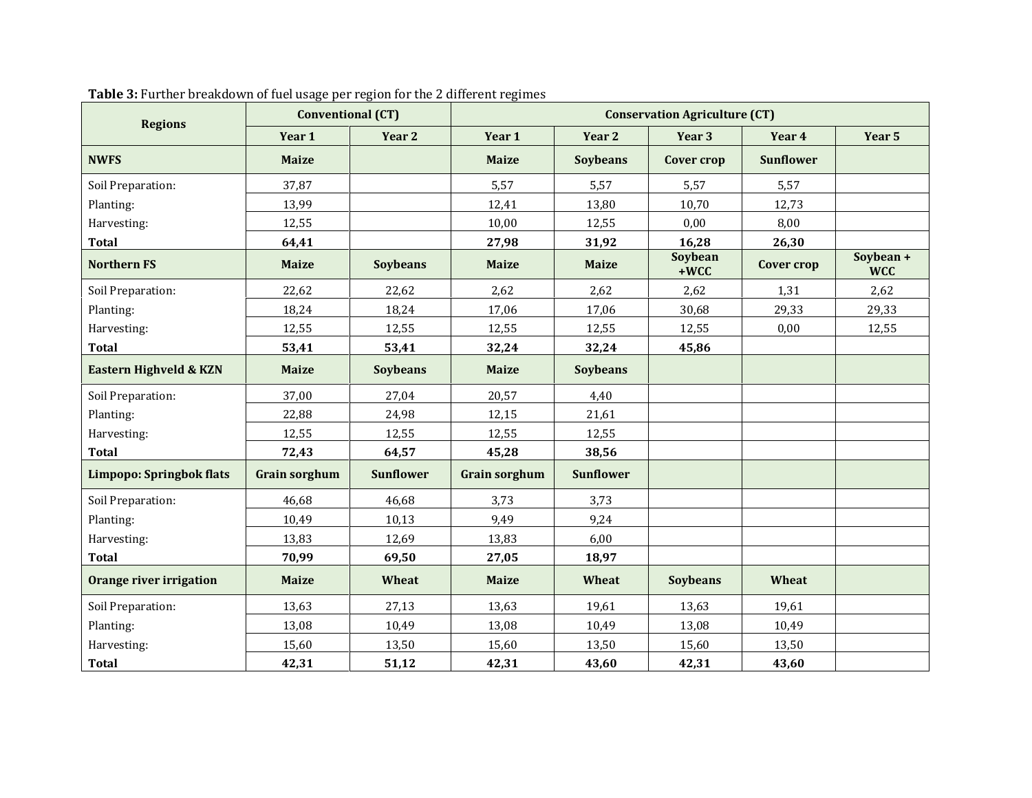**Table 3:** Further breakdown of fuel usage per region for the 2 different regimes

| Regions | Conventional (CT) | | Conservation Agriculture (CT) | | | | |
|---|---|---|---|---|---|---|---|
| | Year 1 | Year 2 | Year 1 | Year 2 | Year 3 | Year 4 | Year 5 |
| **NWFS** | **Maize** | | **Maize** | **Soybeans** | **Cover crop** | **Sunflower** | |
| Soil Preparation: | 37,87 | | 5,57 | 5,57 | 5,57 | 5,57 | |
| Planting: | 13,99 | | 12,41 | 13,80 | 10,70 | 12,73 | |
| Harvesting: | 12,55 | | 10,00 | 12,55 | 0,00 | 8,00 | |
| **Total** | **64,41** | | **27,98** | **31,92** | **16,28** | **26,30** | |
| **Northern FS** | **Maize** | **Soybeans** | **Maize** | **Maize** | **Soybean +WCC** | **Cover crop** | **Soybean + WCC** |
| Soil Preparation: | 22,62 | 22,62 | 2,62 | 2,62 | 2,62 | 1,31 | 2,62 |
| Planting: | 18,24 | 18,24 | 17,06 | 17,06 | 30,68 | 29,33 | 29,33 |
| Harvesting: | 12,55 | 12,55 | 12,55 | 12,55 | 12,55 | 0,00 | 12,55 |
| **Total** | **53,41** | **53,41** | **32,24** | **32,24** | **45,86** | | |
| **Eastern Highveld & KZN** | **Maize** | **Soybeans** | **Maize** | **Soybeans** | | | |
| Soil Preparation: | 37,00 | 27,04 | 20,57 | 4,40 | | | |
| Planting: | 22,88 | 24,98 | 12,15 | 21,61 | | | |
| Harvesting: | 12,55 | 12,55 | 12,55 | 12,55 | | | |
| **Total** | **72,43** | **64,57** | **45,28** | **38,56** | | | |
| **Limpopo: Springbok flats** | **Grain sorghum** | **Sunflower** | **Grain sorghum** | **Sunflower** | | | |
| Soil Preparation: | 46,68 | 46,68 | 3,73 | 3,73 | | | |
| Planting: | 10,49 | 10,13 | 9,49 | 9,24 | | | |
| Harvesting: | 13,83 | 12,69 | 13,83 | 6,00 | | | |
| **Total** | **70,99** | **69,50** | **27,05** | **18,97** | | | |
| **Orange river irrigation** | **Maize** | **Wheat** | **Maize** | **Wheat** | **Soybeans** | **Wheat** | |
| Soil Preparation: | 13,63 | 27,13 | 13,63 | 19,61 | 13,63 | 19,61 | |
| Planting: | 13,08 | 10,49 | 13,08 | 10,49 | 13,08 | 10,49 | |
| Harvesting: | 15,60 | 13,50 | 15,60 | 13,50 | 15,60 | 13,50 | |
| **Total** | **42,31** | **51,12** | **42,31** | **43,60** | **42,31** | **43,60** | |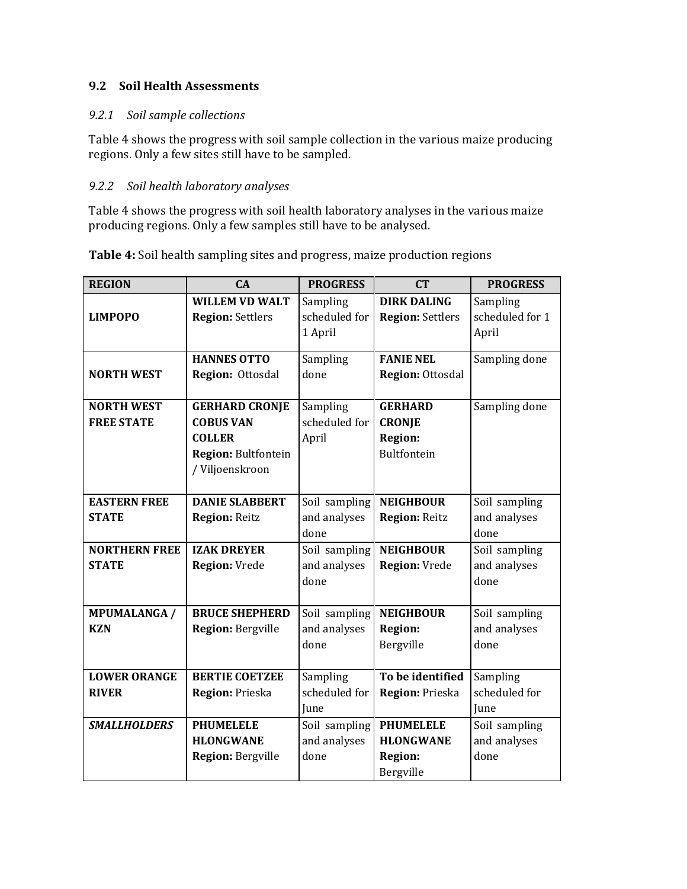## 9.2 Soil Health Assessments

### *9.2.1 Soil sample collections*

Table 4 shows the progress with soil sample collection in the various maize producing regions. Only a few sites still have to be sampled.

### *9.2.2 Soil health laboratory analyses*

Table 4 shows the progress with soil health laboratory analyses in the various maize producing regions. Only a few samples still have to be analysed.

**Table 4:** Soil health sampling sites and progress, maize production regions

| REGION | CA | PROGRESS | CT | PROGRESS |
|---|---|---|---|---|
| **LIMPOPO** | **WILLEM VD WALT** **Region:** Settlers | Sampling scheduled for 1 April | **DIRK DALING** **Region:** Settlers | Sampling scheduled for 1 April |
| **NORTH WEST** | **HANNES OTTO** **Region:** Ottosdal | Sampling done | **FANIE NEL** **Region:** Ottosdal | Sampling done |
| **NORTH WEST FREE STATE** | **GERHARD CRONJE** **COBUS VAN COLLER** **Region:** Bultfontein / Viljoenskroon | Sampling scheduled for April | **GERHARD CRONJE** **Region:** Bultfontein | Sampling done |
| **EASTERN FREE STATE** | **DANIE SLABBERT** **Region:** Reitz | Soil sampling and analyses done | **NEIGHBOUR** **Region:** Reitz | Soil sampling and analyses done |
| **NORTHERN FREE STATE** | **IZAK DREYER** **Region:** Vrede | Soil sampling and analyses done | **NEIGHBOUR** **Region:** Vrede | Soil sampling and analyses done |
| **MPUMALANGA / KZN** | **BRUCE SHEPHERD** **Region:** Bergville | Soil sampling and analyses done | **NEIGHBOUR** **Region:** Bergville | Soil sampling and analyses done |
| **LOWER ORANGE RIVER** | **BERTIE COETZEE** **Region:** Prieska | Sampling scheduled for June | **To be identified** **Region:** Prieska | Sampling scheduled for June |
| ***SMALLHOLDERS*** | **PHUMELELE HLONGWANE** **Region:** Bergville | Soil sampling and analyses done | **PHUMELELE HLONGWANE** **Region:** Bergville | Soil sampling and analyses done |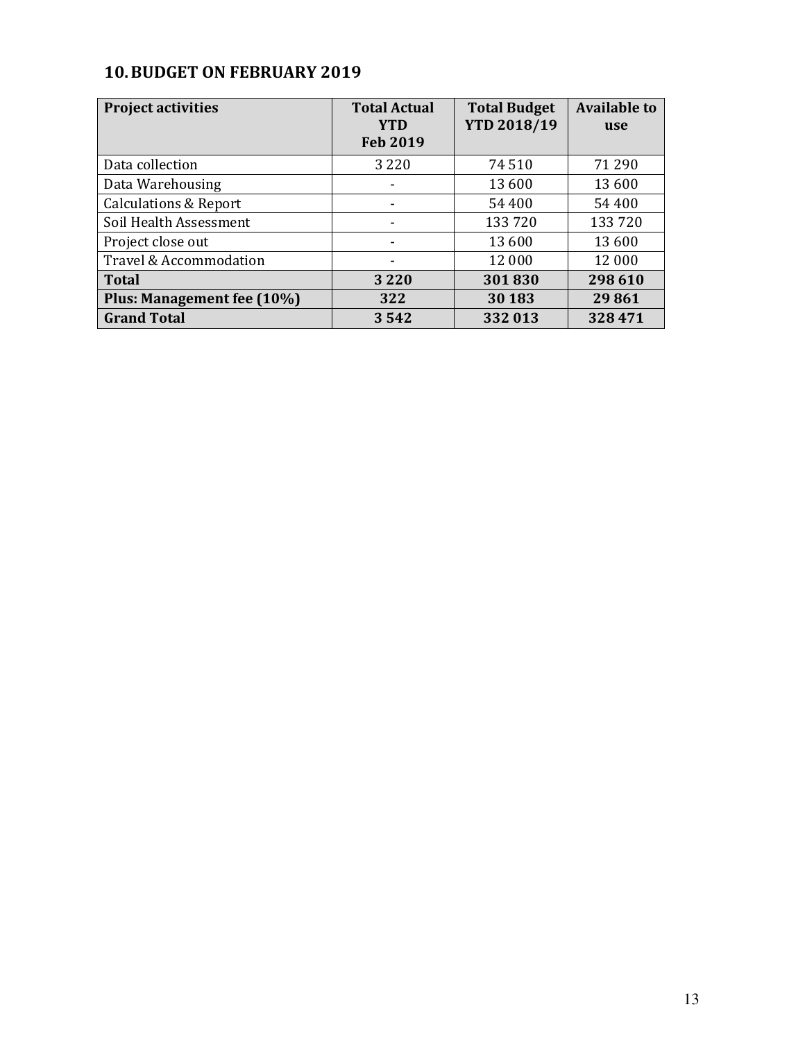## 10. BUDGET ON FEBRUARY 2019

| Project activities | Total Actual YTD Feb 2019 | Total Budget YTD 2018/19 | Available to use |
|---|---|---|---|
| Data collection | 3 220 | 74 510 | 71 290 |
| Data Warehousing | - | 13 600 | 13 600 |
| Calculations & Report | - | 54 400 | 54 400 |
| Soil Health Assessment | - | 133 720 | 133 720 |
| Project close out | - | 13 600 | 13 600 |
| Travel & Accommodation | - | 12 000 | 12 000 |
| **Total** | **3 220** | **301 830** | **298 610** |
| **Plus: Management fee (10%)** | **322** | **30 183** | **29 861** |
| **Grand Total** | **3 542** | **332 013** | **328 471** |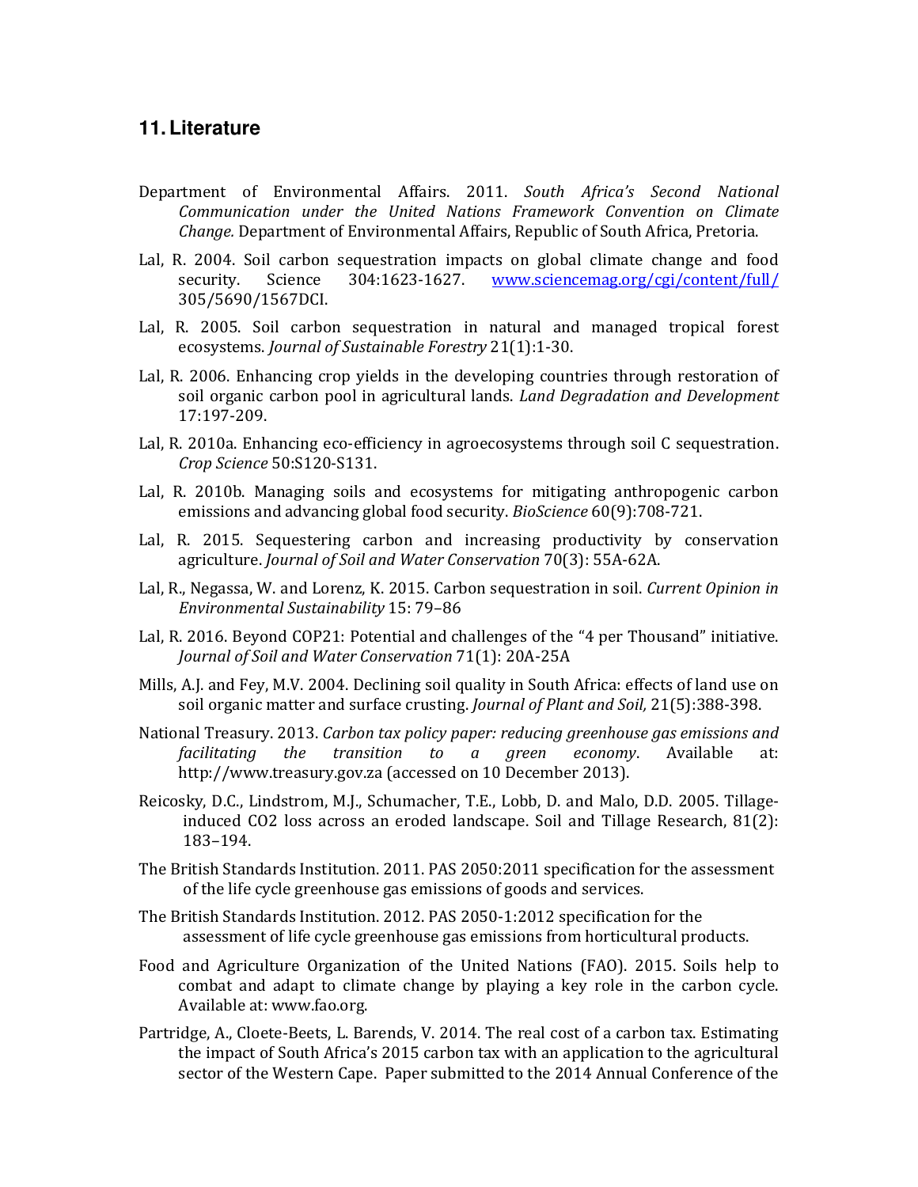## 11. Literature

Department of Environmental Affairs. 2011. *South Africa's Second National Communication under the United Nations Framework Convention on Climate Change.* Department of Environmental Affairs, Republic of South Africa, Pretoria.

Lal, R. 2004. Soil carbon sequestration impacts on global climate change and food security. Science 304:1623-1627. www.sciencemag.org/cgi/content/full/305/5690/1567DCI.

Lal, R. 2005. Soil carbon sequestration in natural and managed tropical forest ecosystems. *Journal of Sustainable Forestry* 21(1):1-30.

Lal, R. 2006. Enhancing crop yields in the developing countries through restoration of soil organic carbon pool in agricultural lands. *Land Degradation and Development* 17:197-209.

Lal, R. 2010a. Enhancing eco-efficiency in agroecosystems through soil C sequestration. *Crop Science* 50:S120-S131.

Lal, R. 2010b. Managing soils and ecosystems for mitigating anthropogenic carbon emissions and advancing global food security. *BioScience* 60(9):708-721.

Lal, R. 2015. Sequestering carbon and increasing productivity by conservation agriculture. *Journal of Soil and Water Conservation* 70(3): 55A-62A.

Lal, R., Negassa, W. and Lorenz, K. 2015. Carbon sequestration in soil. *Current Opinion in Environmental Sustainability* 15: 79–86

Lal, R. 2016. Beyond COP21: Potential and challenges of the "4 per Thousand" initiative. *Journal of Soil and Water Conservation* 71(1): 20A-25A

Mills, A.J. and Fey, M.V. 2004. Declining soil quality in South Africa: effects of land use on soil organic matter and surface crusting. *Journal of Plant and Soil,* 21(5):388-398.

National Treasury. 2013. *Carbon tax policy paper: reducing greenhouse gas emissions and facilitating the transition to a green economy*. Available at: http://www.treasury.gov.za (accessed on 10 December 2013).

Reicosky, D.C., Lindstrom, M.J., Schumacher, T.E., Lobb, D. and Malo, D.D. 2005. Tillage-induced CO2 loss across an eroded landscape. Soil and Tillage Research, 81(2): 183–194.

The British Standards Institution. 2011. PAS 2050:2011 specification for the assessment of the life cycle greenhouse gas emissions of goods and services.

The British Standards Institution. 2012. PAS 2050-1:2012 specification for the assessment of life cycle greenhouse gas emissions from horticultural products.

Food and Agriculture Organization of the United Nations (FAO). 2015. Soils help to combat and adapt to climate change by playing a key role in the carbon cycle. Available at: www.fao.org.

Partridge, A., Cloete-Beets, L. Barends, V. 2014. The real cost of a carbon tax. Estimating the impact of South Africa's 2015 carbon tax with an application to the agricultural sector of the Western Cape. Paper submitted to the 2014 Annual Conference of the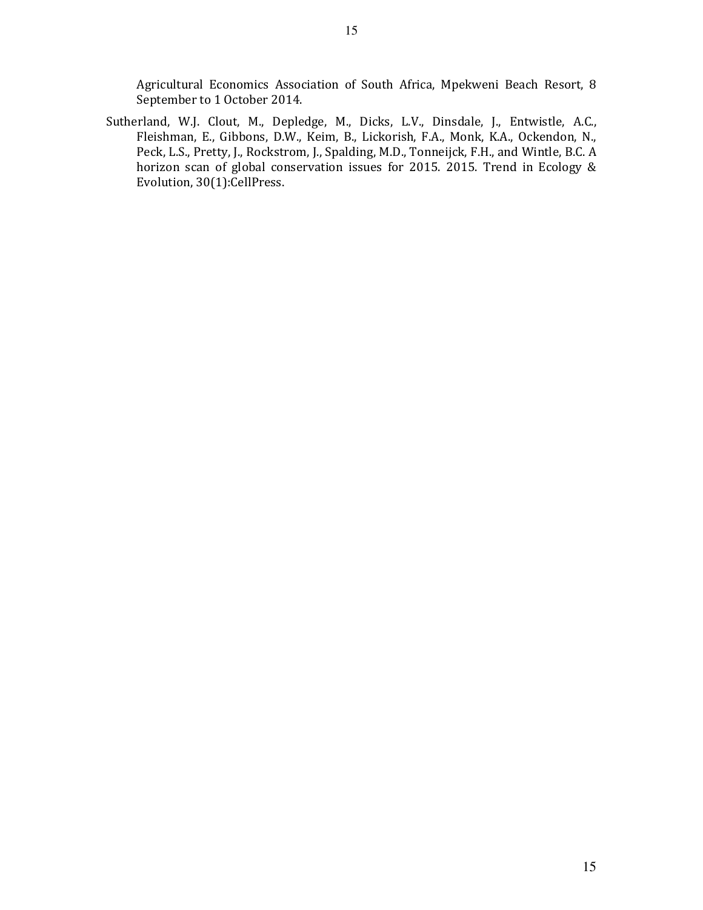Agricultural Economics Association of South Africa, Mpekweni Beach Resort, 8 September to 1 October 2014.

Sutherland, W.J. Clout, M., Depledge, M., Dicks, L.V., Dinsdale, J., Entwistle, A.C., Fleishman, E., Gibbons, D.W., Keim, B., Lickorish, F.A., Monk, K.A., Ockendon, N., Peck, L.S., Pretty, J., Rockstrom, J., Spalding, M.D., Tonneijck, F.H., and Wintle, B.C. A horizon scan of global conservation issues for 2015. 2015. Trend in Ecology & Evolution, 30(1):CellPress.